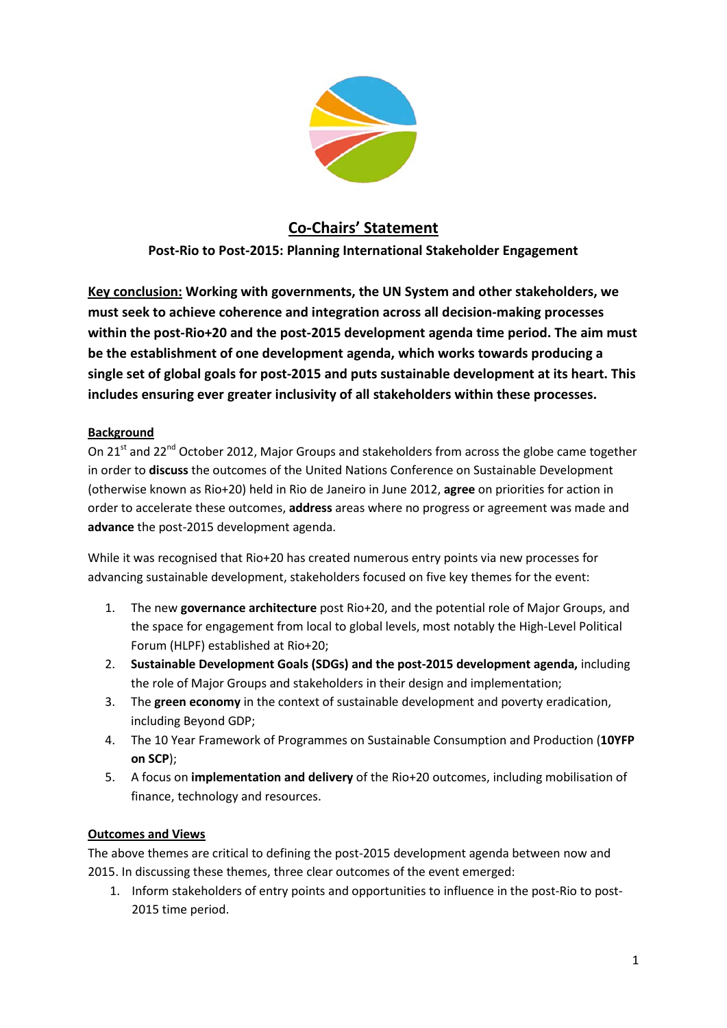# Co-Chairs' Statement

## Post-Rio to Post-2015: Planning International Stakeholder Engagement

**Key conclusion: Working with governments, the UN System and other stakeholders, we must seek to achieve coherence and integration across all decision-making processes within the post-Rio+20 and the post-2015 development agenda time period. The aim must be the establishment of one development agenda, which works towards producing a single set of global goals for post-2015 and puts sustainable development at its heart. This includes ensuring ever greater inclusivity of all stakeholders within these processes.**

### Background

On 21st and 22nd October 2012, Major Groups and stakeholders from across the globe came together in order to **discuss** the outcomes of the United Nations Conference on Sustainable Development (otherwise known as Rio+20) held in Rio de Janeiro in June 2012, **agree** on priorities for action in order to accelerate these outcomes, **address** areas where no progress or agreement was made and **advance** the post-2015 development agenda.

While it was recognised that Rio+20 has created numerous entry points via new processes for advancing sustainable development, stakeholders focused on five key themes for the event:

1. The new **governance architecture** post Rio+20, and the potential role of Major Groups, and the space for engagement from local to global levels, most notably the High-Level Political Forum (HLPF) established at Rio+20;
2. **Sustainable Development Goals (SDGs) and the post-2015 development agenda,** including the role of Major Groups and stakeholders in their design and implementation;
3. The **green economy** in the context of sustainable development and poverty eradication, including Beyond GDP;
4. The 10 Year Framework of Programmes on Sustainable Consumption and Production (**10YFP on SCP**);
5. A focus on **implementation and delivery** of the Rio+20 outcomes, including mobilisation of finance, technology and resources.

### Outcomes and Views

The above themes are critical to defining the post-2015 development agenda between now and 2015. In discussing these themes, three clear outcomes of the event emerged:

1. Inform stakeholders of entry points and opportunities to influence in the post-Rio to post-2015 time period.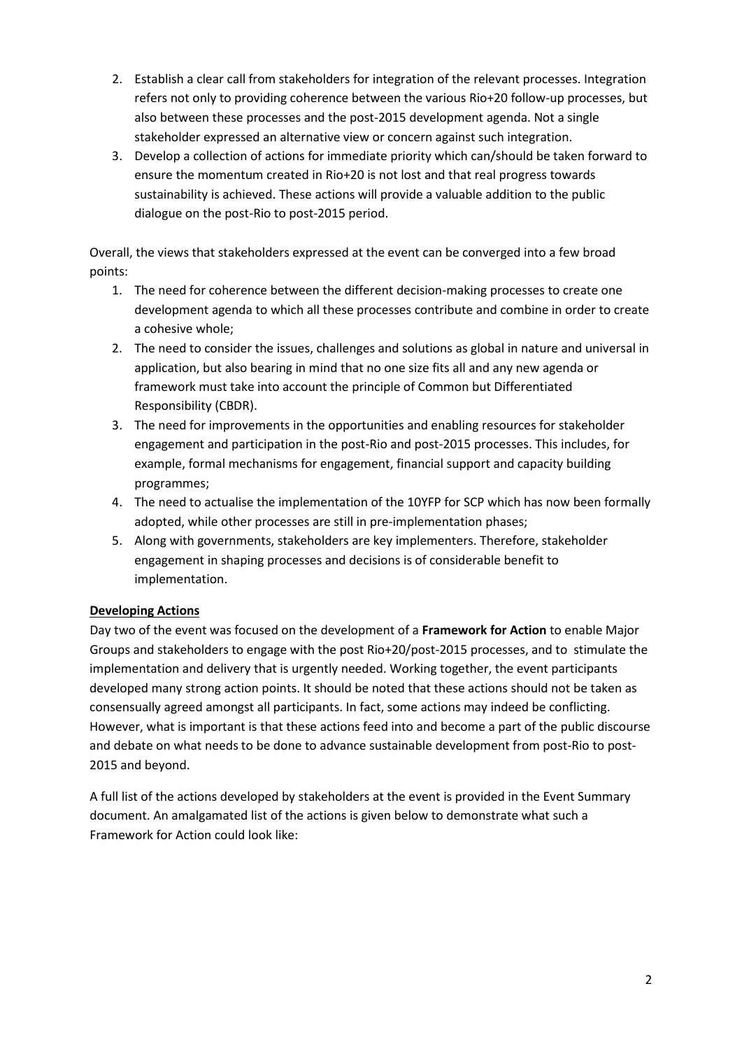2. Establish a clear call from stakeholders for integration of the relevant processes. Integration refers not only to providing coherence between the various Rio+20 follow-up processes, but also between these processes and the post-2015 development agenda. Not a single stakeholder expressed an alternative view or concern against such integration.
3. Develop a collection of actions for immediate priority which can/should be taken forward to ensure the momentum created in Rio+20 is not lost and that real progress towards sustainability is achieved. These actions will provide a valuable addition to the public dialogue on the post-Rio to post-2015 period.

Overall, the views that stakeholders expressed at the event can be converged into a few broad points:

1. The need for coherence between the different decision-making processes to create one development agenda to which all these processes contribute and combine in order to create a cohesive whole;
2. The need to consider the issues, challenges and solutions as global in nature and universal in application, but also bearing in mind that no one size fits all and any new agenda or framework must take into account the principle of Common but Differentiated Responsibility (CBDR).
3. The need for improvements in the opportunities and enabling resources for stakeholder engagement and participation in the post-Rio and post-2015 processes. This includes, for example, formal mechanisms for engagement, financial support and capacity building programmes;
4. The need to actualise the implementation of the 10YFP for SCP which has now been formally adopted, while other processes are still in pre-implementation phases;
5. Along with governments, stakeholders are key implementers. Therefore, stakeholder engagement in shaping processes and decisions is of considerable benefit to implementation.

**Developing Actions**

Day two of the event was focused on the development of a **Framework for Action** to enable Major Groups and stakeholders to engage with the post Rio+20/post-2015 processes, and to stimulate the implementation and delivery that is urgently needed. Working together, the event participants developed many strong action points. It should be noted that these actions should not be taken as consensually agreed amongst all participants. In fact, some actions may indeed be conflicting. However, what is important is that these actions feed into and become a part of the public discourse and debate on what needs to be done to advance sustainable development from post-Rio to post-2015 and beyond.

A full list of the actions developed by stakeholders at the event is provided in the Event Summary document. An amalgamated list of the actions is given below to demonstrate what such a Framework for Action could look like: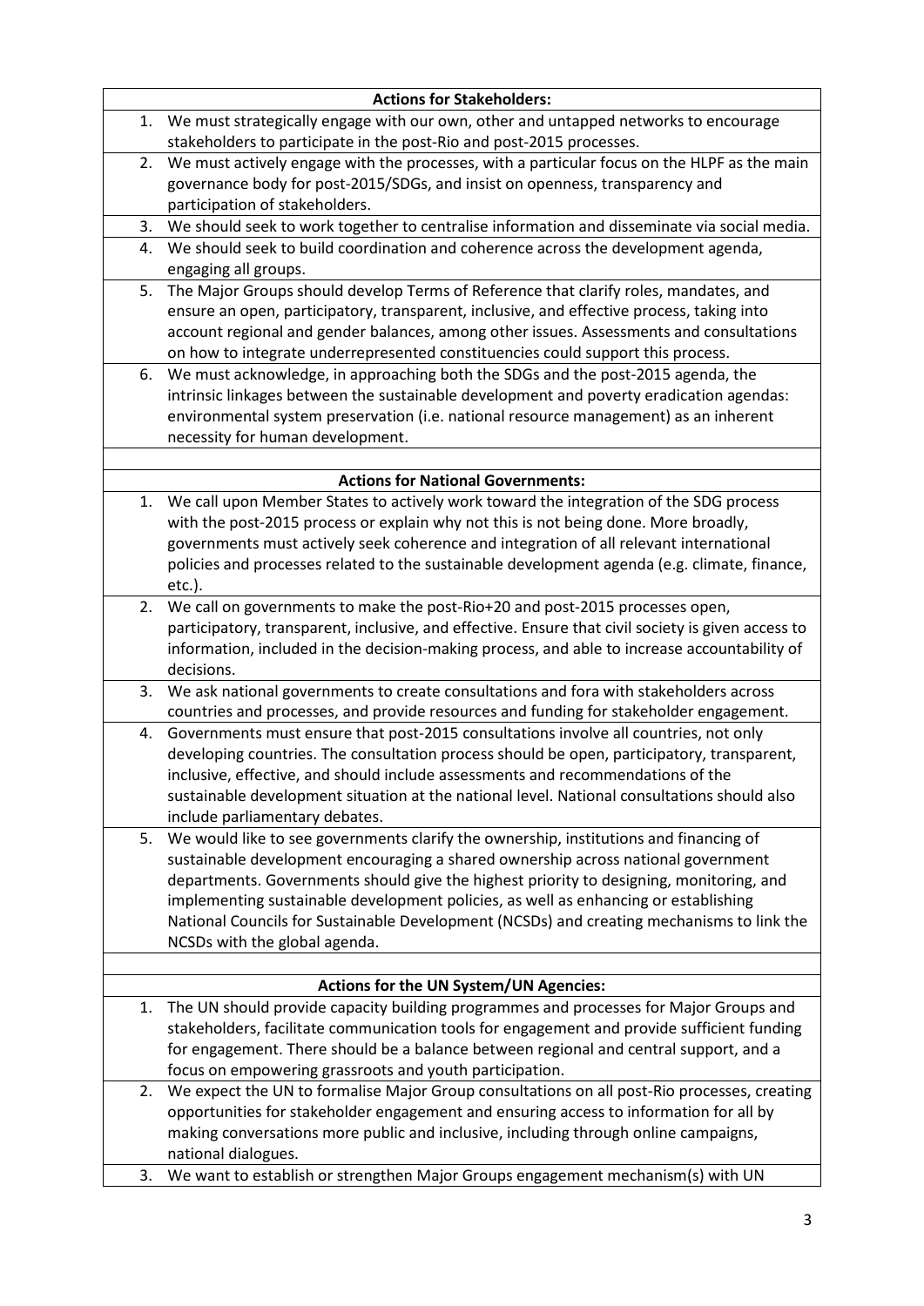| | **Actions for Stakeholders:** |
|---|---|
| 1. | We must strategically engage with our own, other and untapped networks to encourage stakeholders to participate in the post-Rio and post-2015 processes. |
| 2. | We must actively engage with the processes, with a particular focus on the HLPF as the main governance body for post-2015/SDGs, and insist on openness, transparency and participation of stakeholders. |
| 3. | We should seek to work together to centralise information and disseminate via social media. |
| 4. | We should seek to build coordination and coherence across the development agenda, engaging all groups. |
| 5. | The Major Groups should develop Terms of Reference that clarify roles, mandates, and ensure an open, participatory, transparent, inclusive, and effective process, taking into account regional and gender balances, among other issues. Assessments and consultations on how to integrate underrepresented constituencies could support this process. |
| 6. | We must acknowledge, in approaching both the SDGs and the post-2015 agenda, the intrinsic linkages between the sustainable development and poverty eradication agendas: environmental system preservation (i.e. national resource management) as an inherent necessity for human development. |
| | |
| | **Actions for National Governments:** |
| 1. | We call upon Member States to actively work toward the integration of the SDG process with the post-2015 process or explain why not this is not being done. More broadly, governments must actively seek coherence and integration of all relevant international policies and processes related to the sustainable development agenda (e.g. climate, finance, etc.). |
| 2. | We call on governments to make the post-Rio+20 and post-2015 processes open, participatory, transparent, inclusive, and effective. Ensure that civil society is given access to information, included in the decision-making process, and able to increase accountability of decisions. |
| 3. | We ask national governments to create consultations and fora with stakeholders across countries and processes, and provide resources and funding for stakeholder engagement. |
| 4. | Governments must ensure that post-2015 consultations involve all countries, not only developing countries. The consultation process should be open, participatory, transparent, inclusive, effective, and should include assessments and recommendations of the sustainable development situation at the national level. National consultations should also include parliamentary debates. |
| 5. | We would like to see governments clarify the ownership, institutions and financing of sustainable development encouraging a shared ownership across national government departments. Governments should give the highest priority to designing, monitoring, and implementing sustainable development policies, as well as enhancing or establishing National Councils for Sustainable Development (NCSDs) and creating mechanisms to link the NCSDs with the global agenda. |
| | |
| | **Actions for the UN System/UN Agencies:** |
| 1. | The UN should provide capacity building programmes and processes for Major Groups and stakeholders, facilitate communication tools for engagement and provide sufficient funding for engagement. There should be a balance between regional and central support, and a focus on empowering grassroots and youth participation. |
| 2. | We expect the UN to formalise Major Group consultations on all post-Rio processes, creating opportunities for stakeholder engagement and ensuring access to information for all by making conversations more public and inclusive, including through online campaigns, national dialogues. |
| 3. | We want to establish or strengthen Major Groups engagement mechanism(s) with UN |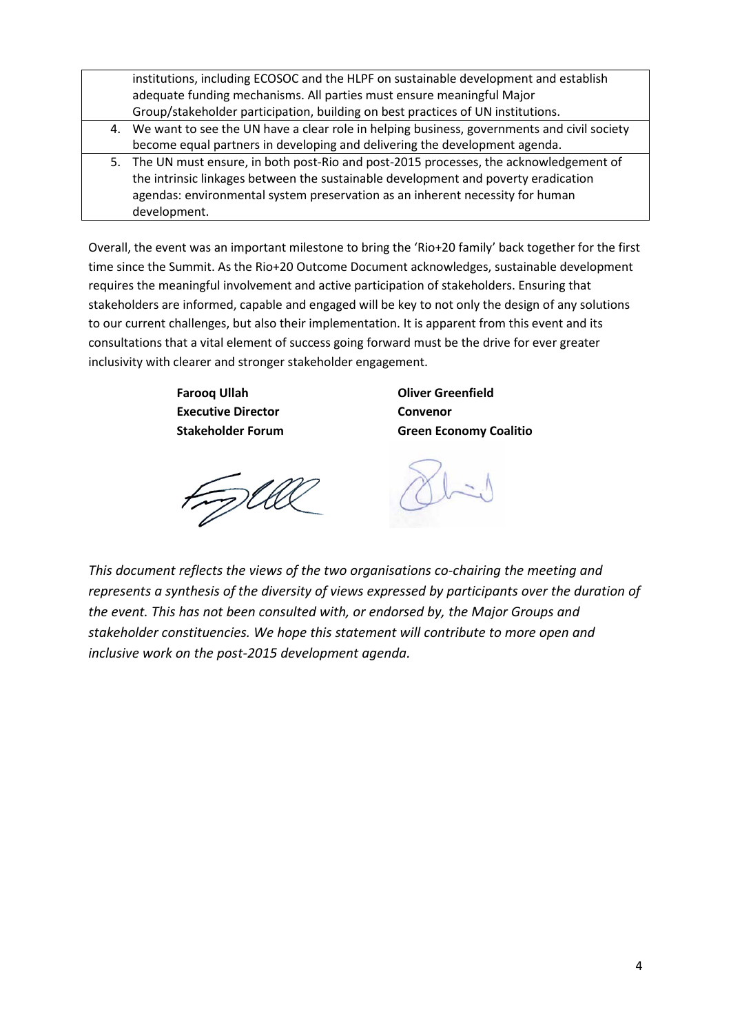| | |
|---|---|
| | institutions, including ECOSOC and the HLPF on sustainable development and establish adequate funding mechanisms. All parties must ensure meaningful Major Group/stakeholder participation, building on best practices of UN institutions. |
| 4. | We want to see the UN have a clear role in helping business, governments and civil society become equal partners in developing and delivering the development agenda. |
| 5. | The UN must ensure, in both post-Rio and post-2015 processes, the acknowledgement of the intrinsic linkages between the sustainable development and poverty eradication agendas: environmental system preservation as an inherent necessity for human development. |

Overall, the event was an important milestone to bring the 'Rio+20 family' back together for the first time since the Summit. As the Rio+20 Outcome Document acknowledges, sustainable development requires the meaningful involvement and active participation of stakeholders. Ensuring that stakeholders are informed, capable and engaged will be key to not only the design of any solutions to our current challenges, but also their implementation. It is apparent from this event and its consultations that a vital element of success going forward must be the drive for ever greater inclusivity with clearer and stronger stakeholder engagement.

**Farooq Ullah**
**Executive Director**
**Stakeholder Forum**

**Oliver Greenfield**
**Convenor**
**Green Economy Coalitio**

*This document reflects the views of the two organisations co-chairing the meeting and represents a synthesis of the diversity of views expressed by participants over the duration of the event. This has not been consulted with, or endorsed by, the Major Groups and stakeholder constituencies. We hope this statement will contribute to more open and inclusive work on the post-2015 development agenda.*